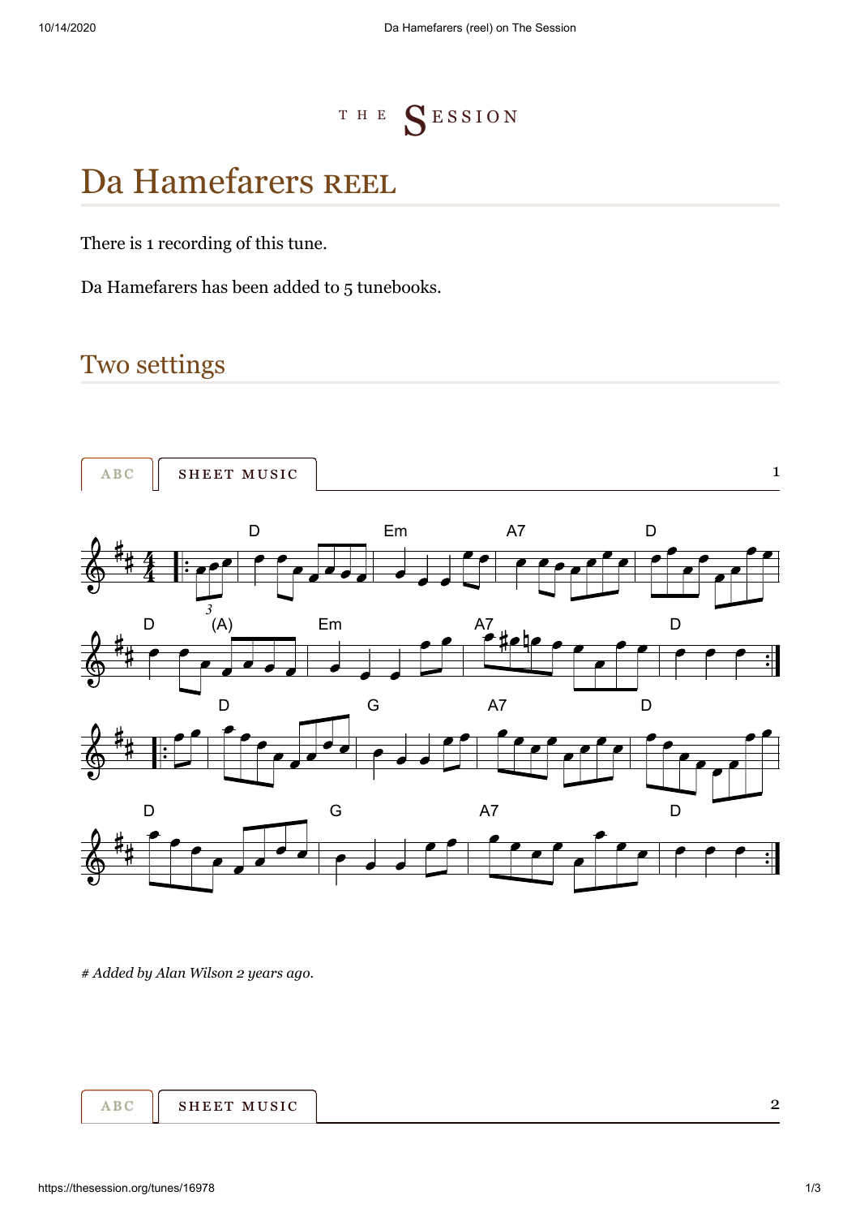THE SESSION

# Da Hamefarers REEL

There is 1 recording of this tune.

Da Hamefarers has been added to 5 tunebooks.

## Two settings

ABC | SHEET MUSIC | 1

*# Added by Alan Wilson 2 years ago.*

ABC | SHEET MUSIC | 2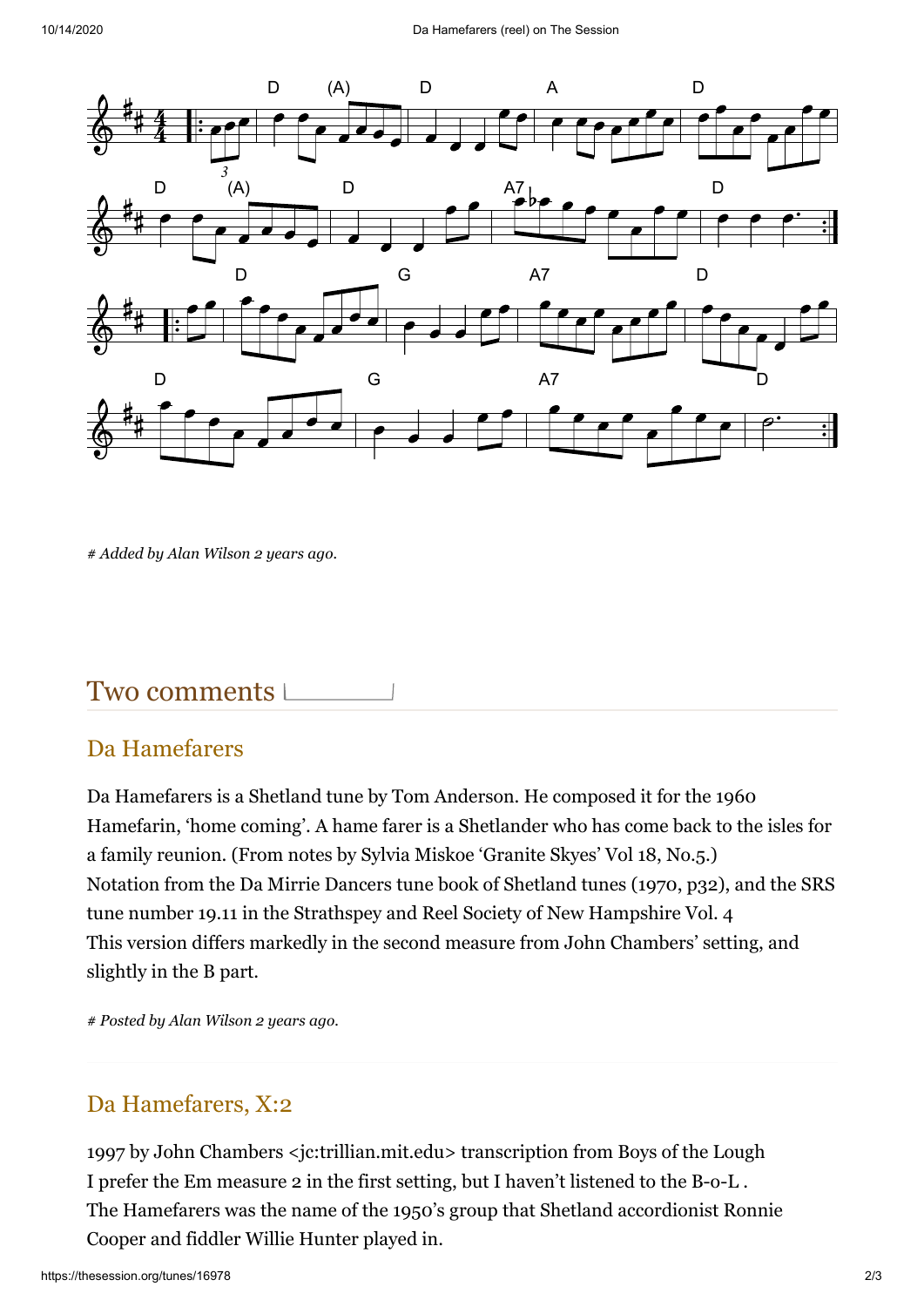*# Added by Alan Wilson 2 years ago.*

## Two comments

### Da Hamefarers

Da Hamefarers is a Shetland tune by Tom Anderson. He composed it for the 1960 Hamefarin, 'home coming'. A hame farer is a Shetlander who has come back to the isles for a family reunion. (From notes by Sylvia Miskoe 'Granite Skyes' Vol 18, No.5.)
Notation from the Da Mirrie Dancers tune book of Shetland tunes (1970, p32), and the SRS tune number 19.11 in the Strathspey and Reel Society of New Hampshire Vol. 4
This version differs markedly in the second measure from John Chambers' setting, and slightly in the B part.

*# Posted by Alan Wilson 2 years ago.*

### Da Hamefarers, X:2

1997 by John Chambers <jc:trillian.mit.edu> transcription from Boys of the Lough
I prefer the Em measure 2 in the first setting, but I haven't listened to the B-o-L .
The Hamefarers was the name of the 1950's group that Shetland accordionist Ronnie Cooper and fiddler Willie Hunter played in.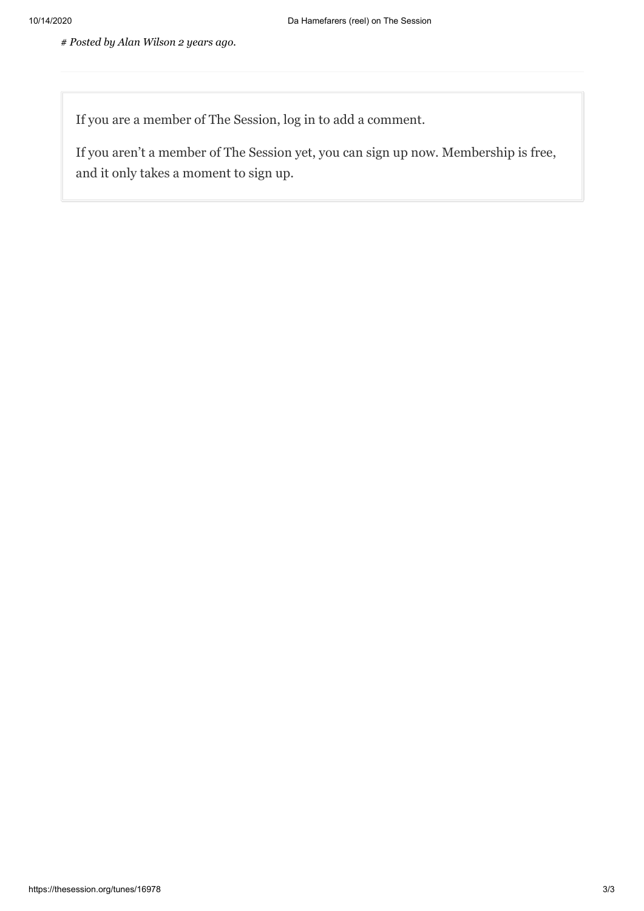*# Posted by Alan Wilson 2 years ago.*

If you are a member of The Session, log in to add a comment.

If you aren't a member of The Session yet, you can sign up now. Membership is free, and it only takes a moment to sign up.